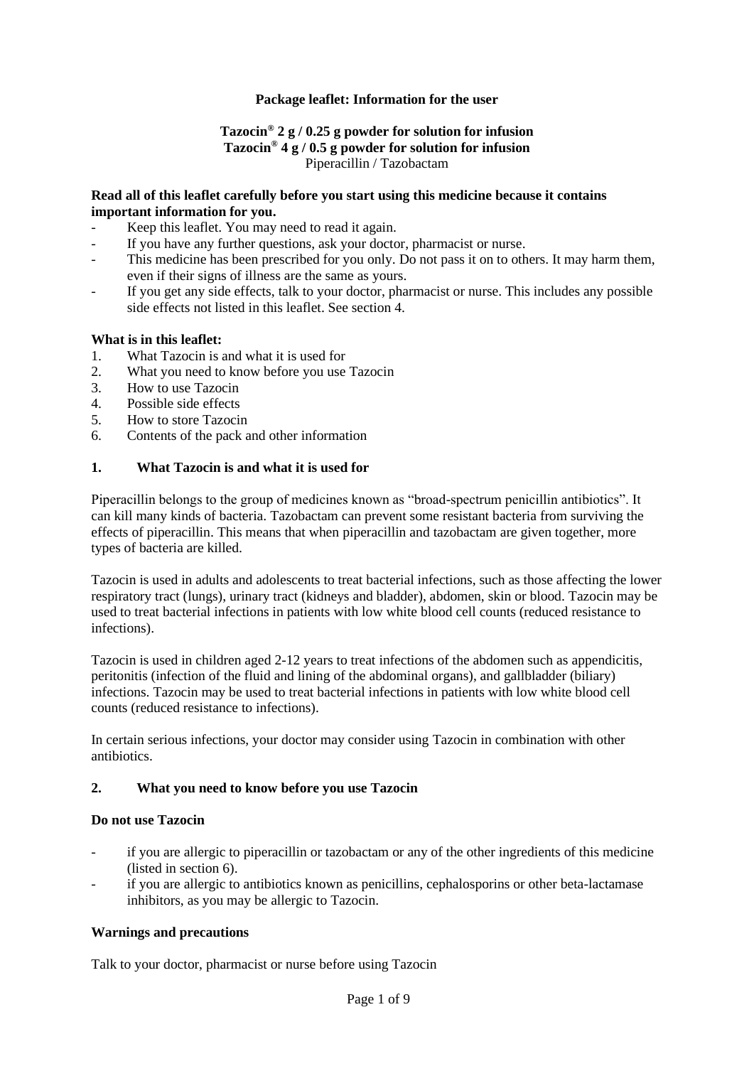**Package leaflet: Information for the user**

**Tazocin® 2 g / 0.25 g powder for solution for infusion**
**Tazocin® 4 g / 0.5 g powder for solution for infusion**
Piperacillin / Tazobactam

**Read all of this leaflet carefully before you start using this medicine because it contains important information for you.**

- Keep this leaflet. You may need to read it again.
- If you have any further questions, ask your doctor, pharmacist or nurse.
- This medicine has been prescribed for you only. Do not pass it on to others. It may harm them, even if their signs of illness are the same as yours.
- If you get any side effects, talk to your doctor, pharmacist or nurse. This includes any possible side effects not listed in this leaflet. See section 4.

**What is in this leaflet:**

1. What Tazocin is and what it is used for
2. What you need to know before you use Tazocin
3. How to use Tazocin
4. Possible side effects
5. How to store Tazocin
6. Contents of the pack and other information

## 1. What Tazocin is and what it is used for

Piperacillin belongs to the group of medicines known as "broad-spectrum penicillin antibiotics". It can kill many kinds of bacteria. Tazobactam can prevent some resistant bacteria from surviving the effects of piperacillin. This means that when piperacillin and tazobactam are given together, more types of bacteria are killed.

Tazocin is used in adults and adolescents to treat bacterial infections, such as those affecting the lower respiratory tract (lungs), urinary tract (kidneys and bladder), abdomen, skin or blood. Tazocin may be used to treat bacterial infections in patients with low white blood cell counts (reduced resistance to infections).

Tazocin is used in children aged 2-12 years to treat infections of the abdomen such as appendicitis, peritonitis (infection of the fluid and lining of the abdominal organs), and gallbladder (biliary) infections. Tazocin may be used to treat bacterial infections in patients with low white blood cell counts (reduced resistance to infections).

In certain serious infections, your doctor may consider using Tazocin in combination with other antibiotics.

## 2. What you need to know before you use Tazocin

**Do not use Tazocin**

- if you are allergic to piperacillin or tazobactam or any of the other ingredients of this medicine (listed in section 6).
- if you are allergic to antibiotics known as penicillins, cephalosporins or other beta-lactamase inhibitors, as you may be allergic to Tazocin.

**Warnings and precautions**

Talk to your doctor, pharmacist or nurse before using Tazocin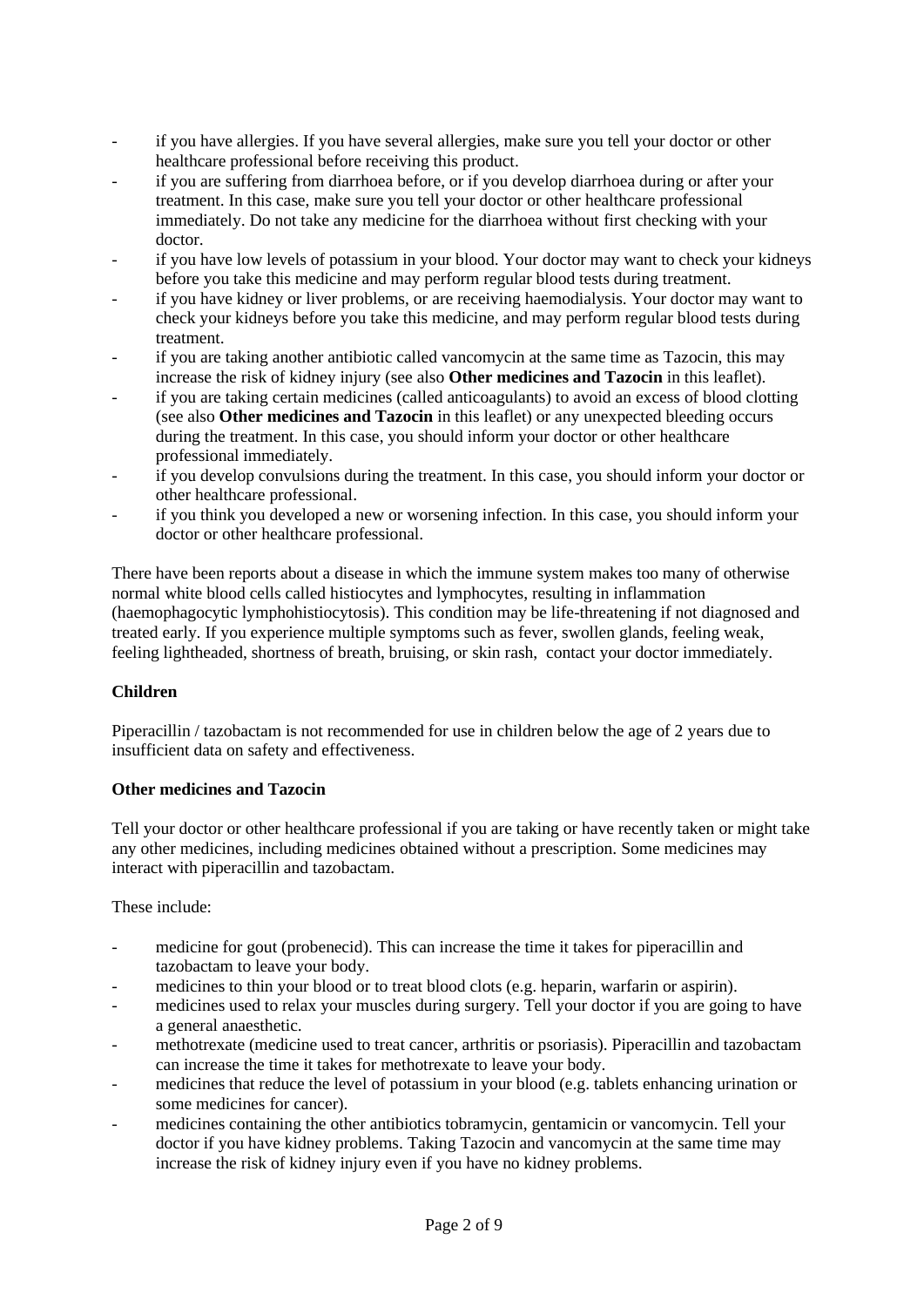- if you have allergies. If you have several allergies, make sure you tell your doctor or other healthcare professional before receiving this product.
- if you are suffering from diarrhoea before, or if you develop diarrhoea during or after your treatment. In this case, make sure you tell your doctor or other healthcare professional immediately. Do not take any medicine for the diarrhoea without first checking with your doctor.
- if you have low levels of potassium in your blood. Your doctor may want to check your kidneys before you take this medicine and may perform regular blood tests during treatment.
- if you have kidney or liver problems, or are receiving haemodialysis. Your doctor may want to check your kidneys before you take this medicine, and may perform regular blood tests during treatment.
- if you are taking another antibiotic called vancomycin at the same time as Tazocin, this may increase the risk of kidney injury (see also **Other medicines and Tazocin** in this leaflet).
- if you are taking certain medicines (called anticoagulants) to avoid an excess of blood clotting (see also **Other medicines and Tazocin** in this leaflet) or any unexpected bleeding occurs during the treatment. In this case, you should inform your doctor or other healthcare professional immediately.
- if you develop convulsions during the treatment. In this case, you should inform your doctor or other healthcare professional.
- if you think you developed a new or worsening infection. In this case, you should inform your doctor or other healthcare professional.

There have been reports about a disease in which the immune system makes too many of otherwise normal white blood cells called histiocytes and lymphocytes, resulting in inflammation (haemophagocytic lymphohistiocytosis). This condition may be life-threatening if not diagnosed and treated early. If you experience multiple symptoms such as fever, swollen glands, feeling weak, feeling lightheaded, shortness of breath, bruising, or skin rash, contact your doctor immediately.

**Children**

Piperacillin / tazobactam is not recommended for use in children below the age of 2 years due to insufficient data on safety and effectiveness.

**Other medicines and Tazocin**

Tell your doctor or other healthcare professional if you are taking or have recently taken or might take any other medicines, including medicines obtained without a prescription. Some medicines may interact with piperacillin and tazobactam.

These include:

- medicine for gout (probenecid). This can increase the time it takes for piperacillin and tazobactam to leave your body.
- medicines to thin your blood or to treat blood clots (e.g. heparin, warfarin or aspirin).
- medicines used to relax your muscles during surgery. Tell your doctor if you are going to have a general anaesthetic.
- methotrexate (medicine used to treat cancer, arthritis or psoriasis). Piperacillin and tazobactam can increase the time it takes for methotrexate to leave your body.
- medicines that reduce the level of potassium in your blood (e.g. tablets enhancing urination or some medicines for cancer).
- medicines containing the other antibiotics tobramycin, gentamicin or vancomycin. Tell your doctor if you have kidney problems. Taking Tazocin and vancomycin at the same time may increase the risk of kidney injury even if you have no kidney problems.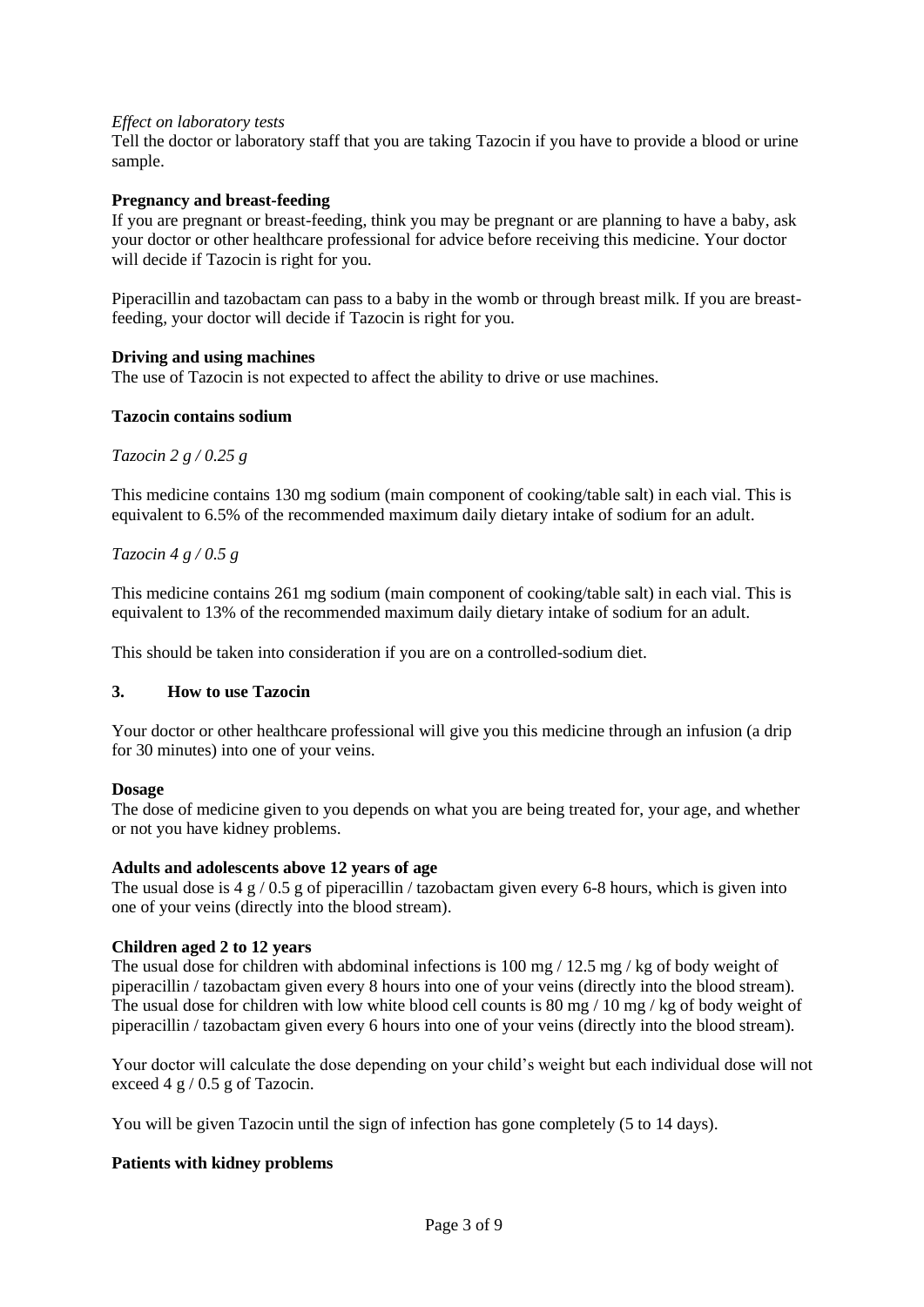*Effect on laboratory tests*

Tell the doctor or laboratory staff that you are taking Tazocin if you have to provide a blood or urine sample.

**Pregnancy and breast-feeding**

If you are pregnant or breast-feeding, think you may be pregnant or are planning to have a baby, ask your doctor or other healthcare professional for advice before receiving this medicine. Your doctor will decide if Tazocin is right for you.

Piperacillin and tazobactam can pass to a baby in the womb or through breast milk. If you are breast-feeding, your doctor will decide if Tazocin is right for you.

**Driving and using machines**

The use of Tazocin is not expected to affect the ability to drive or use machines.

**Tazocin contains sodium**

*Tazocin 2 g / 0.25 g*

This medicine contains 130 mg sodium (main component of cooking/table salt) in each vial. This is equivalent to 6.5% of the recommended maximum daily dietary intake of sodium for an adult.

*Tazocin 4 g / 0.5 g*

This medicine contains 261 mg sodium (main component of cooking/table salt) in each vial. This is equivalent to 13% of the recommended maximum daily dietary intake of sodium for an adult.

This should be taken into consideration if you are on a controlled-sodium diet.

## 3. How to use Tazocin

Your doctor or other healthcare professional will give you this medicine through an infusion (a drip for 30 minutes) into one of your veins.

**Dosage**

The dose of medicine given to you depends on what you are being treated for, your age, and whether or not you have kidney problems.

**Adults and adolescents above 12 years of age**

The usual dose is 4 g / 0.5 g of piperacillin / tazobactam given every 6-8 hours, which is given into one of your veins (directly into the blood stream).

**Children aged 2 to 12 years**

The usual dose for children with abdominal infections is 100 mg / 12.5 mg / kg of body weight of piperacillin / tazobactam given every 8 hours into one of your veins (directly into the blood stream). The usual dose for children with low white blood cell counts is 80 mg / 10 mg / kg of body weight of piperacillin / tazobactam given every 6 hours into one of your veins (directly into the blood stream).

Your doctor will calculate the dose depending on your child's weight but each individual dose will not exceed 4 g / 0.5 g of Tazocin.

You will be given Tazocin until the sign of infection has gone completely (5 to 14 days).

**Patients with kidney problems**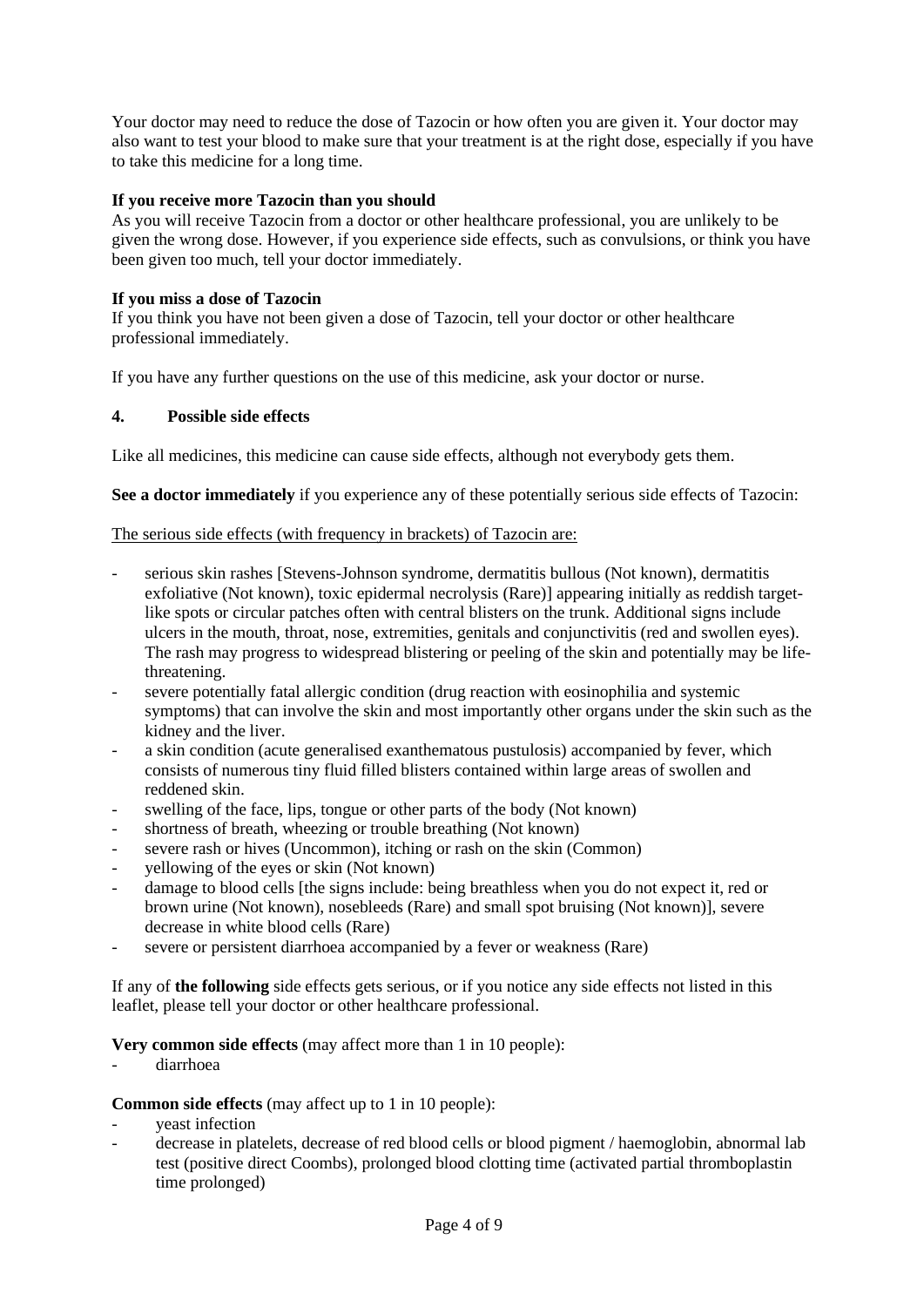Your doctor may need to reduce the dose of Tazocin or how often you are given it. Your doctor may also want to test your blood to make sure that your treatment is at the right dose, especially if you have to take this medicine for a long time.

**If you receive more Tazocin than you should**

As you will receive Tazocin from a doctor or other healthcare professional, you are unlikely to be given the wrong dose. However, if you experience side effects, such as convulsions, or think you have been given too much, tell your doctor immediately.

**If you miss a dose of Tazocin**

If you think you have not been given a dose of Tazocin, tell your doctor or other healthcare professional immediately.

If you have any further questions on the use of this medicine, ask your doctor or nurse.

## 4. Possible side effects

Like all medicines, this medicine can cause side effects, although not everybody gets them.

**See a doctor immediately** if you experience any of these potentially serious side effects of Tazocin:

The serious side effects (with frequency in brackets) of Tazocin are:

- serious skin rashes [Stevens-Johnson syndrome, dermatitis bullous (Not known), dermatitis exfoliative (Not known), toxic epidermal necrolysis (Rare)] appearing initially as reddish target-like spots or circular patches often with central blisters on the trunk. Additional signs include ulcers in the mouth, throat, nose, extremities, genitals and conjunctivitis (red and swollen eyes). The rash may progress to widespread blistering or peeling of the skin and potentially may be life-threatening.
- severe potentially fatal allergic condition (drug reaction with eosinophilia and systemic symptoms) that can involve the skin and most importantly other organs under the skin such as the kidney and the liver.
- a skin condition (acute generalised exanthematous pustulosis) accompanied by fever, which consists of numerous tiny fluid filled blisters contained within large areas of swollen and reddened skin.
- swelling of the face, lips, tongue or other parts of the body (Not known)
- shortness of breath, wheezing or trouble breathing (Not known)
- severe rash or hives (Uncommon), itching or rash on the skin (Common)
- yellowing of the eyes or skin (Not known)
- damage to blood cells [the signs include: being breathless when you do not expect it, red or brown urine (Not known), nosebleeds (Rare) and small spot bruising (Not known)], severe decrease in white blood cells (Rare)
- severe or persistent diarrhoea accompanied by a fever or weakness (Rare)

If any of **the following** side effects gets serious, or if you notice any side effects not listed in this leaflet, please tell your doctor or other healthcare professional.

**Very common side effects** (may affect more than 1 in 10 people):

- diarrhoea

**Common side effects** (may affect up to 1 in 10 people):

- yeast infection
- decrease in platelets, decrease of red blood cells or blood pigment / haemoglobin, abnormal lab test (positive direct Coombs), prolonged blood clotting time (activated partial thromboplastin time prolonged)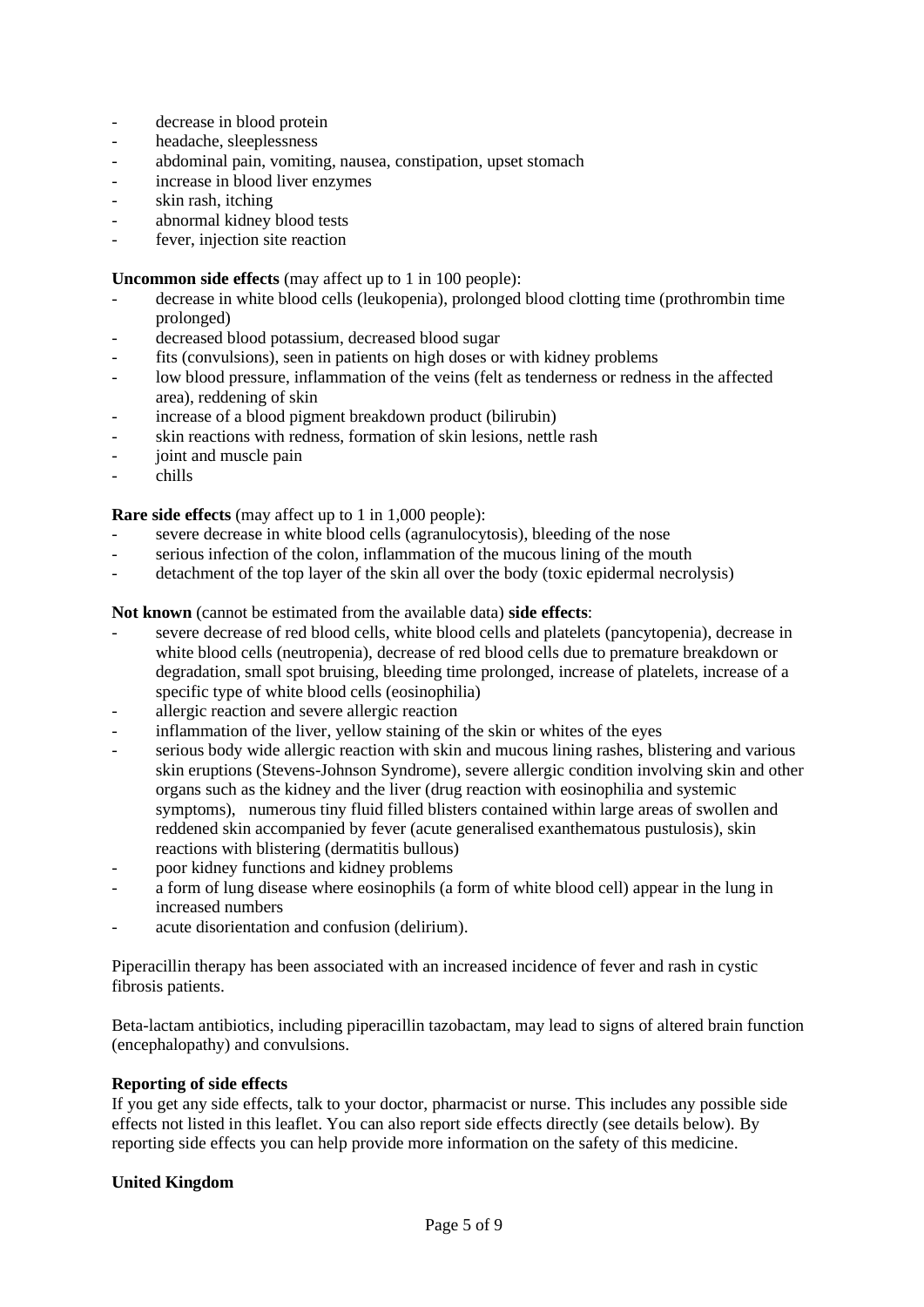- decrease in blood protein
- headache, sleeplessness
- abdominal pain, vomiting, nausea, constipation, upset stomach
- increase in blood liver enzymes
- skin rash, itching
- abnormal kidney blood tests
- fever, injection site reaction

**Uncommon side effects** (may affect up to 1 in 100 people):
- decrease in white blood cells (leukopenia), prolonged blood clotting time (prothrombin time prolonged)
- decreased blood potassium, decreased blood sugar
- fits (convulsions), seen in patients on high doses or with kidney problems
- low blood pressure, inflammation of the veins (felt as tenderness or redness in the affected area), reddening of skin
- increase of a blood pigment breakdown product (bilirubin)
- skin reactions with redness, formation of skin lesions, nettle rash
- joint and muscle pain
- chills

**Rare side effects** (may affect up to 1 in 1,000 people):
- severe decrease in white blood cells (agranulocytosis), bleeding of the nose
- serious infection of the colon, inflammation of the mucous lining of the mouth
- detachment of the top layer of the skin all over the body (toxic epidermal necrolysis)

**Not known** (cannot be estimated from the available data) **side effects**:
- severe decrease of red blood cells, white blood cells and platelets (pancytopenia), decrease in white blood cells (neutropenia), decrease of red blood cells due to premature breakdown or degradation, small spot bruising, bleeding time prolonged, increase of platelets, increase of a specific type of white blood cells (eosinophilia)
- allergic reaction and severe allergic reaction
- inflammation of the liver, yellow staining of the skin or whites of the eyes
- serious body wide allergic reaction with skin and mucous lining rashes, blistering and various skin eruptions (Stevens-Johnson Syndrome), severe allergic condition involving skin and other organs such as the kidney and the liver (drug reaction with eosinophilia and systemic symptoms), numerous tiny fluid filled blisters contained within large areas of swollen and reddened skin accompanied by fever (acute generalised exanthematous pustulosis), skin reactions with blistering (dermatitis bullous)
- poor kidney functions and kidney problems
- a form of lung disease where eosinophils (a form of white blood cell) appear in the lung in increased numbers
- acute disorientation and confusion (delirium).

Piperacillin therapy has been associated with an increased incidence of fever and rash in cystic fibrosis patients.

Beta-lactam antibiotics, including piperacillin tazobactam, may lead to signs of altered brain function (encephalopathy) and convulsions.

**Reporting of side effects**

If you get any side effects, talk to your doctor, pharmacist or nurse. This includes any possible side effects not listed in this leaflet. You can also report side effects directly (see details below). By reporting side effects you can help provide more information on the safety of this medicine.

**United Kingdom**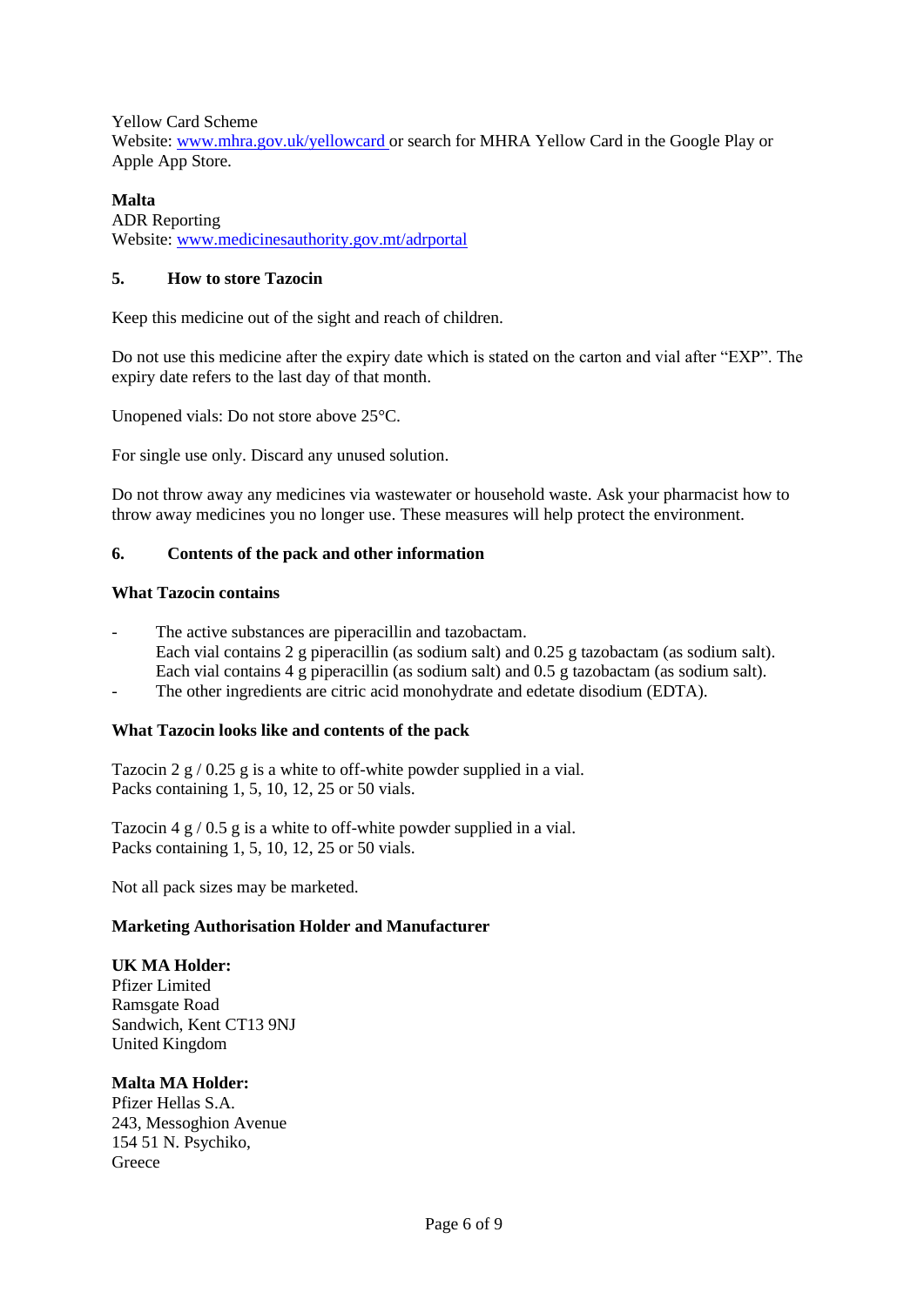Yellow Card Scheme
Website: www.mhra.gov.uk/yellowcard or search for MHRA Yellow Card in the Google Play or Apple App Store.

**Malta**
ADR Reporting
Website: www.medicinesauthority.gov.mt/adrportal

## 5. How to store Tazocin

Keep this medicine out of the sight and reach of children.

Do not use this medicine after the expiry date which is stated on the carton and vial after "EXP". The expiry date refers to the last day of that month.

Unopened vials: Do not store above 25°C.

For single use only. Discard any unused solution.

Do not throw away any medicines via wastewater or household waste. Ask your pharmacist how to throw away medicines you no longer use. These measures will help protect the environment.

## 6. Contents of the pack and other information

**What Tazocin contains**

- The active substances are piperacillin and tazobactam.
  Each vial contains 2 g piperacillin (as sodium salt) and 0.25 g tazobactam (as sodium salt).
  Each vial contains 4 g piperacillin (as sodium salt) and 0.5 g tazobactam (as sodium salt).
- The other ingredients are citric acid monohydrate and edetate disodium (EDTA).

**What Tazocin looks like and contents of the pack**

Tazocin 2 g / 0.25 g is a white to off-white powder supplied in a vial.
Packs containing 1, 5, 10, 12, 25 or 50 vials.

Tazocin 4 g / 0.5 g is a white to off-white powder supplied in a vial.
Packs containing 1, 5, 10, 12, 25 or 50 vials.

Not all pack sizes may be marketed.

**Marketing Authorisation Holder and Manufacturer**

**UK MA Holder:**
Pfizer Limited
Ramsgate Road
Sandwich, Kent CT13 9NJ
United Kingdom

**Malta MA Holder:**
Pfizer Hellas S.A.
243, Messoghion Avenue
154 51 N. Psychiko,
Greece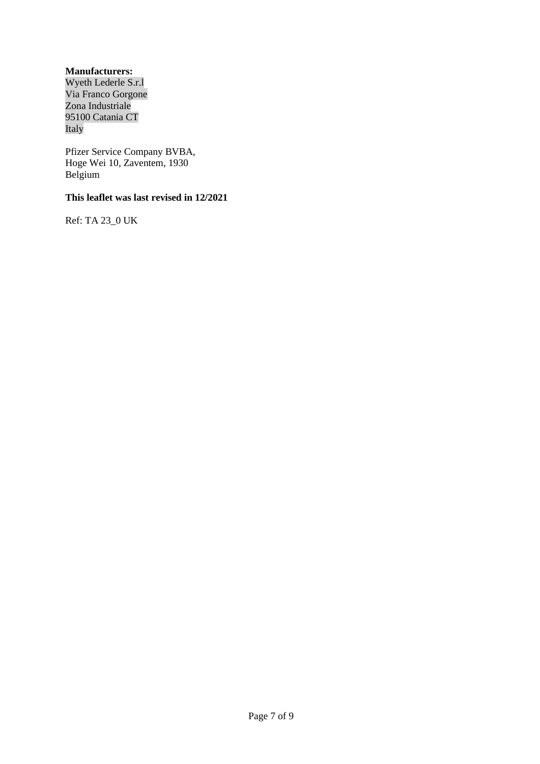**Manufacturers:**
Wyeth Lederle S.r.l
Via Franco Gorgone
Zona Industriale
95100 Catania CT
Italy

Pfizer Service Company BVBA,
Hoge Wei 10, Zaventem, 1930
Belgium

**This leaflet was last revised in 12/2021**

Ref: TA 23_0 UK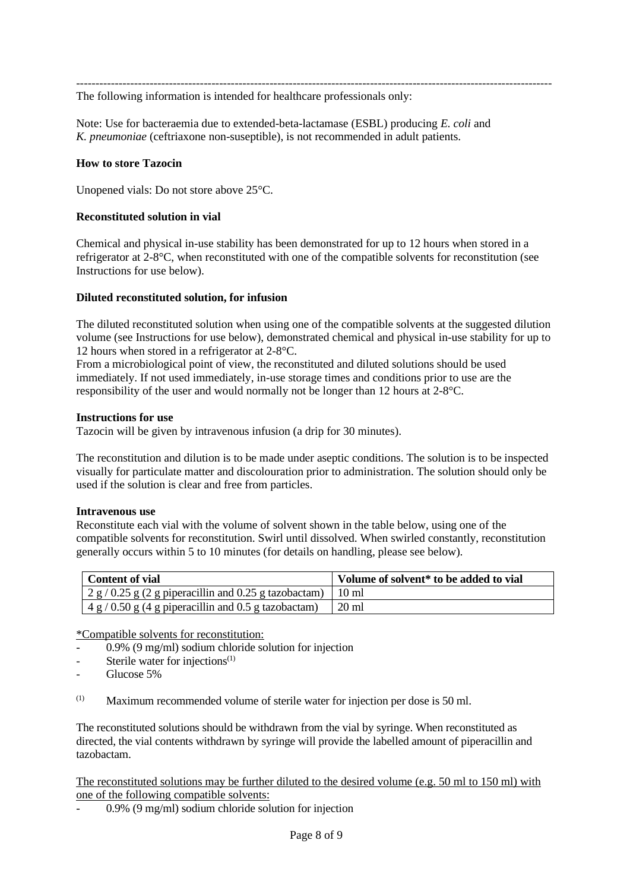---

The following information is intended for healthcare professionals only:

Note: Use for bacteraemia due to extended-beta-lactamase (ESBL) producing *E. coli* and *K. pneumoniae* (ceftriaxone non-suseptible), is not recommended in adult patients.

**How to store Tazocin**

Unopened vials: Do not store above 25°C.

**Reconstituted solution in vial**

Chemical and physical in-use stability has been demonstrated for up to 12 hours when stored in a refrigerator at 2-8°C, when reconstituted with one of the compatible solvents for reconstitution (see Instructions for use below).

**Diluted reconstituted solution, for infusion**

The diluted reconstituted solution when using one of the compatible solvents at the suggested dilution volume (see Instructions for use below), demonstrated chemical and physical in-use stability for up to 12 hours when stored in a refrigerator at 2-8°C.
From a microbiological point of view, the reconstituted and diluted solutions should be used immediately. If not used immediately, in-use storage times and conditions prior to use are the responsibility of the user and would normally not be longer than 12 hours at 2-8°C.

**Instructions for use**
Tazocin will be given by intravenous infusion (a drip for 30 minutes).

The reconstitution and dilution is to be made under aseptic conditions. The solution is to be inspected visually for particulate matter and discolouration prior to administration. The solution should only be used if the solution is clear and free from particles.

**Intravenous use**
Reconstitute each vial with the volume of solvent shown in the table below, using one of the compatible solvents for reconstitution. Swirl until dissolved. When swirled constantly, reconstitution generally occurs within 5 to 10 minutes (for details on handling, please see below).

| **Content of vial** | **Volume of solvent* to be added to vial** |
|---|---|
| 2 g / 0.25 g (2 g piperacillin and 0.25 g tazobactam) | 10 ml |
| 4 g / 0.50 g (4 g piperacillin and 0.5 g tazobactam) | 20 ml |

<u>*Compatible solvents for reconstitution:</u>
- 0.9% (9 mg/ml) sodium chloride solution for injection
- Sterile water for injections[(1)]
- Glucose 5%

[(1)] Maximum recommended volume of sterile water for injection per dose is 50 ml.

The reconstituted solutions should be withdrawn from the vial by syringe. When reconstituted as directed, the vial contents withdrawn by syringe will provide the labelled amount of piperacillin and tazobactam.

<u>The reconstituted solutions may be further diluted to the desired volume (e.g. 50 ml to 150 ml) with one of the following compatible solvents:</u>
- 0.9% (9 mg/ml) sodium chloride solution for injection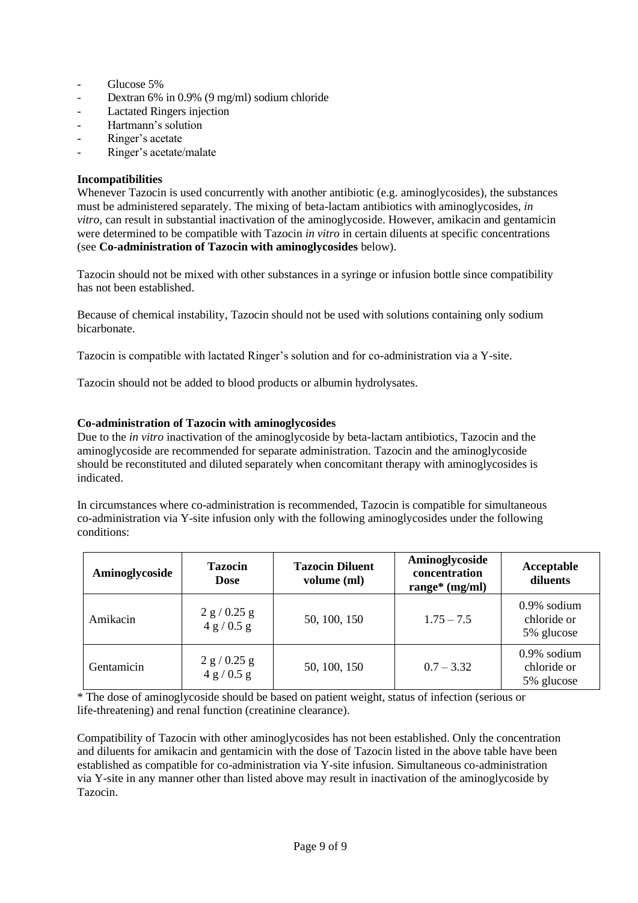- Glucose 5%
- Dextran 6% in 0.9% (9 mg/ml) sodium chloride
- Lactated Ringers injection
- Hartmann's solution
- Ringer's acetate
- Ringer's acetate/malate

**Incompatibilities**

Whenever Tazocin is used concurrently with another antibiotic (e.g. aminoglycosides), the substances must be administered separately. The mixing of beta-lactam antibiotics with aminoglycosides, *in vitro,* can result in substantial inactivation of the aminoglycoside. However, amikacin and gentamicin were determined to be compatible with Tazocin *in vitro* in certain diluents at specific concentrations (see **Co-administration of Tazocin with aminoglycosides** below).

Tazocin should not be mixed with other substances in a syringe or infusion bottle since compatibility has not been established.

Because of chemical instability, Tazocin should not be used with solutions containing only sodium bicarbonate.

Tazocin is compatible with lactated Ringer's solution and for co-administration via a Y-site.

Tazocin should not be added to blood products or albumin hydrolysates.

**Co-administration of Tazocin with aminoglycosides**

Due to the *in vitro* inactivation of the aminoglycoside by beta-lactam antibiotics, Tazocin and the aminoglycoside are recommended for separate administration. Tazocin and the aminoglycoside should be reconstituted and diluted separately when concomitant therapy with aminoglycosides is indicated.

In circumstances where co-administration is recommended, Tazocin is compatible for simultaneous co-administration via Y-site infusion only with the following aminoglycosides under the following conditions:

| Aminoglycoside | Tazocin Dose | Tazocin Diluent volume (ml) | Aminoglycoside concentration range* (mg/ml) | Acceptable diluents |
|---|---|---|---|---|
| Amikacin | 2 g / 0.25 g<br>4 g / 0.5 g | 50, 100, 150 | 1.75 – 7.5 | 0.9% sodium chloride or 5% glucose |
| Gentamicin | 2 g / 0.25 g<br>4 g / 0.5 g | 50, 100, 150 | 0.7 – 3.32 | 0.9% sodium chloride or 5% glucose |

* The dose of aminoglycoside should be based on patient weight, status of infection (serious or life-threatening) and renal function (creatinine clearance).

Compatibility of Tazocin with other aminoglycosides has not been established. Only the concentration and diluents for amikacin and gentamicin with the dose of Tazocin listed in the above table have been established as compatible for co-administration via Y-site infusion. Simultaneous co-administration via Y-site in any manner other than listed above may result in inactivation of the aminoglycoside by Tazocin.